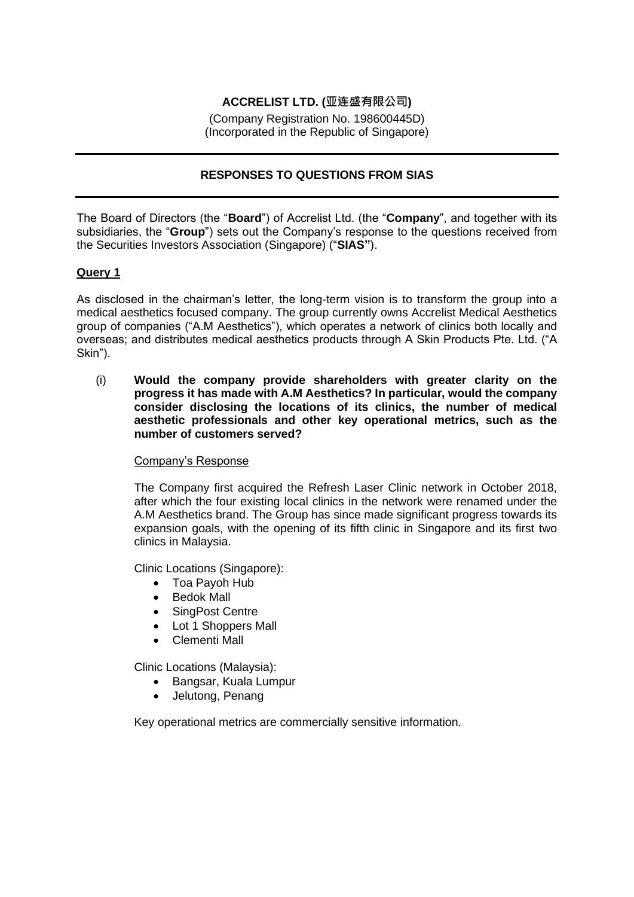# ACCRELIST LTD. (亚连盛有限公司)

(Company Registration No. 198600445D)
(Incorporated in the Republic of Singapore)

---

## RESPONSES TO QUESTIONS FROM SIAS

---

The Board of Directors (the "**Board**") of Accrelist Ltd. (the "**Company**", and together with its subsidiaries, the "**Group**") sets out the Company's response to the questions received from the Securities Investors Association (Singapore) ("**SIAS"**).

### Query 1

As disclosed in the chairman's letter, the long-term vision is to transform the group into a medical aesthetics focused company. The group currently owns Accrelist Medical Aesthetics group of companies ("A.M Aesthetics"), which operates a network of clinics both locally and overseas; and distributes medical aesthetics products through A Skin Products Pte. Ltd. ("A Skin").

(i) **Would the company provide shareholders with greater clarity on the progress it has made with A.M Aesthetics? In particular, would the company consider disclosing the locations of its clinics, the number of medical aesthetic professionals and other key operational metrics, such as the number of customers served?**

Company's Response

The Company first acquired the Refresh Laser Clinic network in October 2018, after which the four existing local clinics in the network were renamed under the A.M Aesthetics brand. The Group has since made significant progress towards its expansion goals, with the opening of its fifth clinic in Singapore and its first two clinics in Malaysia.

Clinic Locations (Singapore):

- Toa Payoh Hub
- Bedok Mall
- SingPost Centre
- Lot 1 Shoppers Mall
- Clementi Mall

Clinic Locations (Malaysia):

- Bangsar, Kuala Lumpur
- Jelutong, Penang

Key operational metrics are commercially sensitive information.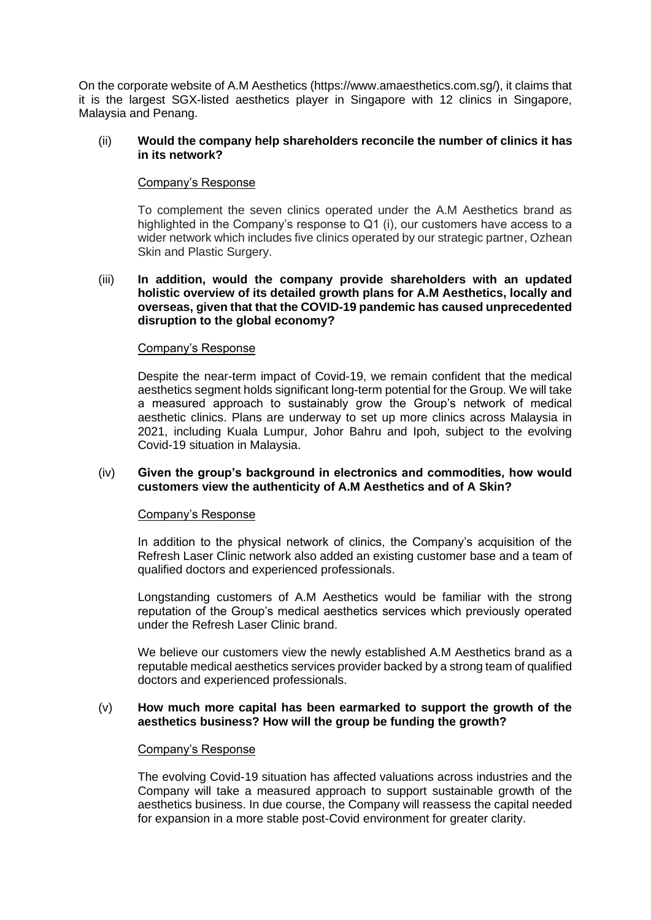On the corporate website of A.M Aesthetics (https://www.amaesthetics.com.sg/), it claims that it is the largest SGX-listed aesthetics player in Singapore with 12 clinics in Singapore, Malaysia and Penang.

(ii) **Would the company help shareholders reconcile the number of clinics it has in its network?**

Company's Response

To complement the seven clinics operated under the A.M Aesthetics brand as highlighted in the Company's response to Q1 (i), our customers have access to a wider network which includes five clinics operated by our strategic partner, Ozhean Skin and Plastic Surgery.

(iii) **In addition, would the company provide shareholders with an updated holistic overview of its detailed growth plans for A.M Aesthetics, locally and overseas, given that that the COVID-19 pandemic has caused unprecedented disruption to the global economy?**

Company's Response

Despite the near-term impact of Covid-19, we remain confident that the medical aesthetics segment holds significant long-term potential for the Group. We will take a measured approach to sustainably grow the Group's network of medical aesthetic clinics. Plans are underway to set up more clinics across Malaysia in 2021, including Kuala Lumpur, Johor Bahru and Ipoh, subject to the evolving Covid-19 situation in Malaysia.

(iv) **Given the group's background in electronics and commodities, how would customers view the authenticity of A.M Aesthetics and of A Skin?**

Company's Response

In addition to the physical network of clinics, the Company's acquisition of the Refresh Laser Clinic network also added an existing customer base and a team of qualified doctors and experienced professionals.

Longstanding customers of A.M Aesthetics would be familiar with the strong reputation of the Group's medical aesthetics services which previously operated under the Refresh Laser Clinic brand.

We believe our customers view the newly established A.M Aesthetics brand as a reputable medical aesthetics services provider backed by a strong team of qualified doctors and experienced professionals.

(v) **How much more capital has been earmarked to support the growth of the aesthetics business? How will the group be funding the growth?**

Company's Response

The evolving Covid-19 situation has affected valuations across industries and the Company will take a measured approach to support sustainable growth of the aesthetics business. In due course, the Company will reassess the capital needed for expansion in a more stable post-Covid environment for greater clarity.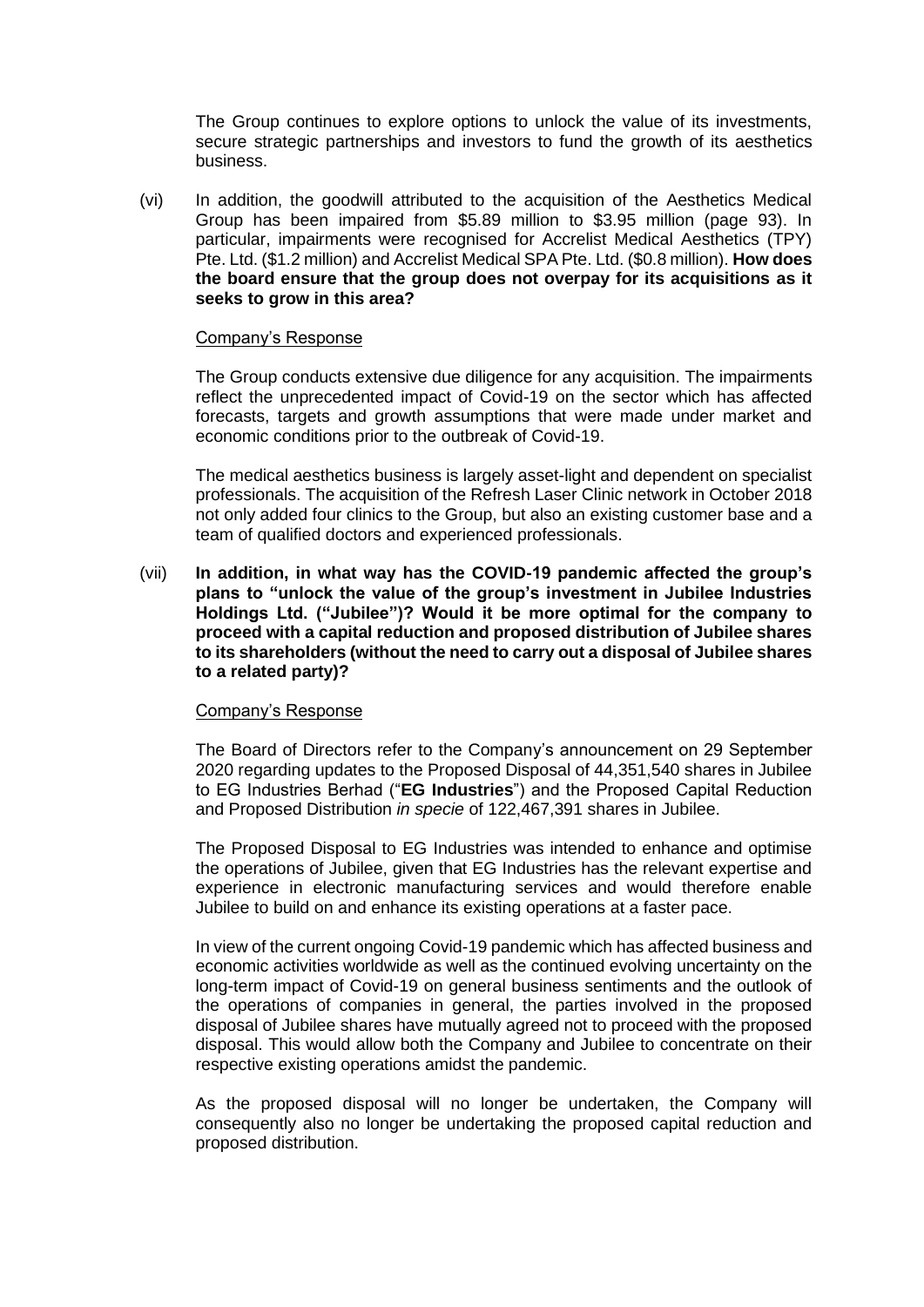The Group continues to explore options to unlock the value of its investments, secure strategic partnerships and investors to fund the growth of its aesthetics business.

(vi) In addition, the goodwill attributed to the acquisition of the Aesthetics Medical Group has been impaired from $5.89 million to $3.95 million (page 93). In particular, impairments were recognised for Accrelist Medical Aesthetics (TPY) Pte. Ltd. ($1.2 million) and Accrelist Medical SPA Pte. Ltd. ($0.8 million). **How does the board ensure that the group does not overpay for its acquisitions as it seeks to grow in this area?**

Company's Response

The Group conducts extensive due diligence for any acquisition. The impairments reflect the unprecedented impact of Covid-19 on the sector which has affected forecasts, targets and growth assumptions that were made under market and economic conditions prior to the outbreak of Covid-19.

The medical aesthetics business is largely asset-light and dependent on specialist professionals. The acquisition of the Refresh Laser Clinic network in October 2018 not only added four clinics to the Group, but also an existing customer base and a team of qualified doctors and experienced professionals.

(vii) **In addition, in what way has the COVID-19 pandemic affected the group's plans to "unlock the value of the group's investment in Jubilee Industries Holdings Ltd. ("Jubilee")? Would it be more optimal for the company to proceed with a capital reduction and proposed distribution of Jubilee shares to its shareholders (without the need to carry out a disposal of Jubilee shares to a related party)?**

Company's Response

The Board of Directors refer to the Company's announcement on 29 September 2020 regarding updates to the Proposed Disposal of 44,351,540 shares in Jubilee to EG Industries Berhad ("**EG Industries**") and the Proposed Capital Reduction and Proposed Distribution *in specie* of 122,467,391 shares in Jubilee.

The Proposed Disposal to EG Industries was intended to enhance and optimise the operations of Jubilee, given that EG Industries has the relevant expertise and experience in electronic manufacturing services and would therefore enable Jubilee to build on and enhance its existing operations at a faster pace.

In view of the current ongoing Covid-19 pandemic which has affected business and economic activities worldwide as well as the continued evolving uncertainty on the long-term impact of Covid-19 on general business sentiments and the outlook of the operations of companies in general, the parties involved in the proposed disposal of Jubilee shares have mutually agreed not to proceed with the proposed disposal. This would allow both the Company and Jubilee to concentrate on their respective existing operations amidst the pandemic.

As the proposed disposal will no longer be undertaken, the Company will consequently also no longer be undertaking the proposed capital reduction and proposed distribution.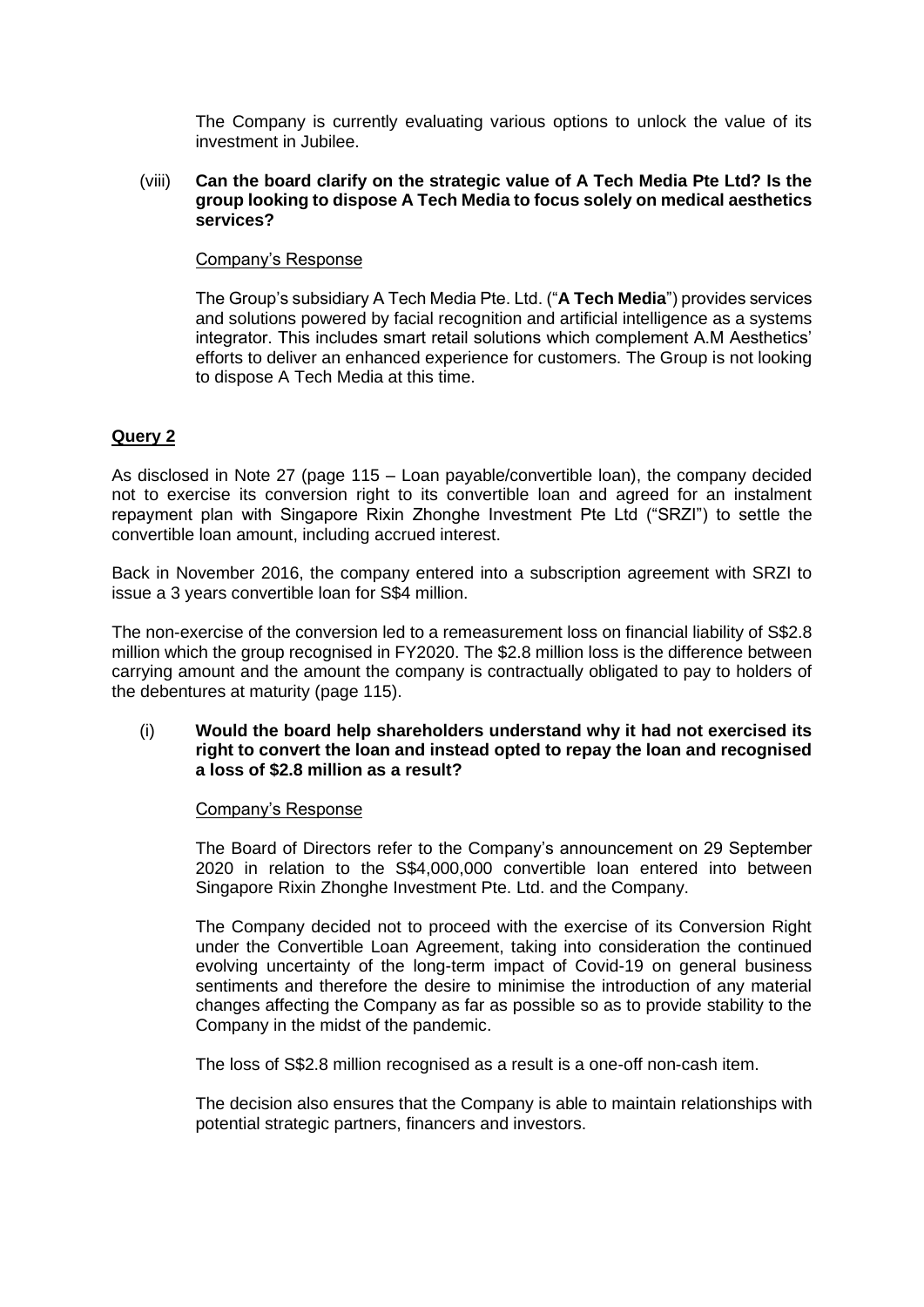The Company is currently evaluating various options to unlock the value of its investment in Jubilee.

(viii) **Can the board clarify on the strategic value of A Tech Media Pte Ltd? Is the group looking to dispose A Tech Media to focus solely on medical aesthetics services?**

Company's Response

The Group's subsidiary A Tech Media Pte. Ltd. ("**A Tech Media**") provides services and solutions powered by facial recognition and artificial intelligence as a systems integrator. This includes smart retail solutions which complement A.M Aesthetics' efforts to deliver an enhanced experience for customers. The Group is not looking to dispose A Tech Media at this time.

## Query 2

As disclosed in Note 27 (page 115 – Loan payable/convertible loan), the company decided not to exercise its conversion right to its convertible loan and agreed for an instalment repayment plan with Singapore Rixin Zhonghe Investment Pte Ltd ("SRZI") to settle the convertible loan amount, including accrued interest.

Back in November 2016, the company entered into a subscription agreement with SRZI to issue a 3 years convertible loan for S$4 million.

The non-exercise of the conversion led to a remeasurement loss on financial liability of S$2.8 million which the group recognised in FY2020. The $2.8 million loss is the difference between carrying amount and the amount the company is contractually obligated to pay to holders of the debentures at maturity (page 115).

(i) **Would the board help shareholders understand why it had not exercised its right to convert the loan and instead opted to repay the loan and recognised a loss of $2.8 million as a result?**

Company's Response

The Board of Directors refer to the Company's announcement on 29 September 2020 in relation to the S$4,000,000 convertible loan entered into between Singapore Rixin Zhonghe Investment Pte. Ltd. and the Company.

The Company decided not to proceed with the exercise of its Conversion Right under the Convertible Loan Agreement, taking into consideration the continued evolving uncertainty of the long-term impact of Covid-19 on general business sentiments and therefore the desire to minimise the introduction of any material changes affecting the Company as far as possible so as to provide stability to the Company in the midst of the pandemic.

The loss of S$2.8 million recognised as a result is a one-off non-cash item.

The decision also ensures that the Company is able to maintain relationships with potential strategic partners, financers and investors.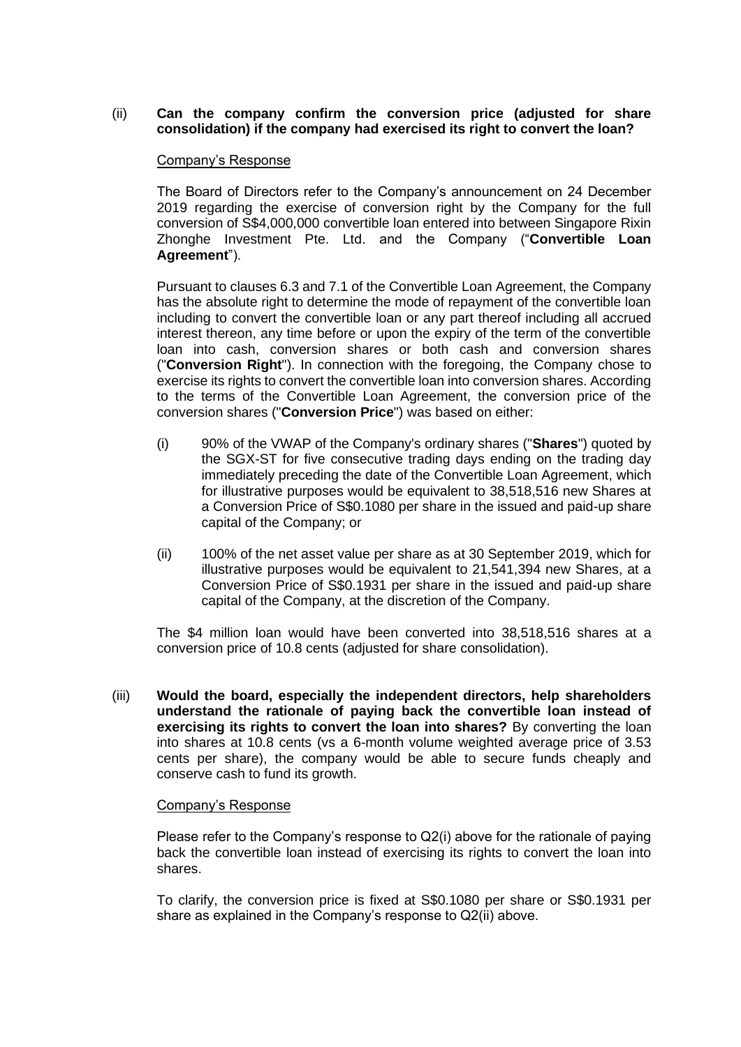(ii) **Can the company confirm the conversion price (adjusted for share consolidation) if the company had exercised its right to convert the loan?**

Company's Response

The Board of Directors refer to the Company's announcement on 24 December 2019 regarding the exercise of conversion right by the Company for the full conversion of S$4,000,000 convertible loan entered into between Singapore Rixin Zhonghe Investment Pte. Ltd. and the Company ("**Convertible Loan Agreement**").

Pursuant to clauses 6.3 and 7.1 of the Convertible Loan Agreement, the Company has the absolute right to determine the mode of repayment of the convertible loan including to convert the convertible loan or any part thereof including all accrued interest thereon, any time before or upon the expiry of the term of the convertible loan into cash, conversion shares or both cash and conversion shares ("**Conversion Right**"). In connection with the foregoing, the Company chose to exercise its rights to convert the convertible loan into conversion shares. According to the terms of the Convertible Loan Agreement, the conversion price of the conversion shares ("**Conversion Price**") was based on either:

(i) 90% of the VWAP of the Company's ordinary shares ("**Shares**") quoted by the SGX-ST for five consecutive trading days ending on the trading day immediately preceding the date of the Convertible Loan Agreement, which for illustrative purposes would be equivalent to 38,518,516 new Shares at a Conversion Price of S$0.1080 per share in the issued and paid-up share capital of the Company; or

(ii) 100% of the net asset value per share as at 30 September 2019, which for illustrative purposes would be equivalent to 21,541,394 new Shares, at a Conversion Price of S$0.1931 per share in the issued and paid-up share capital of the Company, at the discretion of the Company.

The $4 million loan would have been converted into 38,518,516 shares at a conversion price of 10.8 cents (adjusted for share consolidation).

(iii) **Would the board, especially the independent directors, help shareholders understand the rationale of paying back the convertible loan instead of exercising its rights to convert the loan into shares?** By converting the loan into shares at 10.8 cents (vs a 6-month volume weighted average price of 3.53 cents per share), the company would be able to secure funds cheaply and conserve cash to fund its growth.

Company's Response

Please refer to the Company's response to Q2(i) above for the rationale of paying back the convertible loan instead of exercising its rights to convert the loan into shares.

To clarify, the conversion price is fixed at S$0.1080 per share or S$0.1931 per share as explained in the Company's response to Q2(ii) above.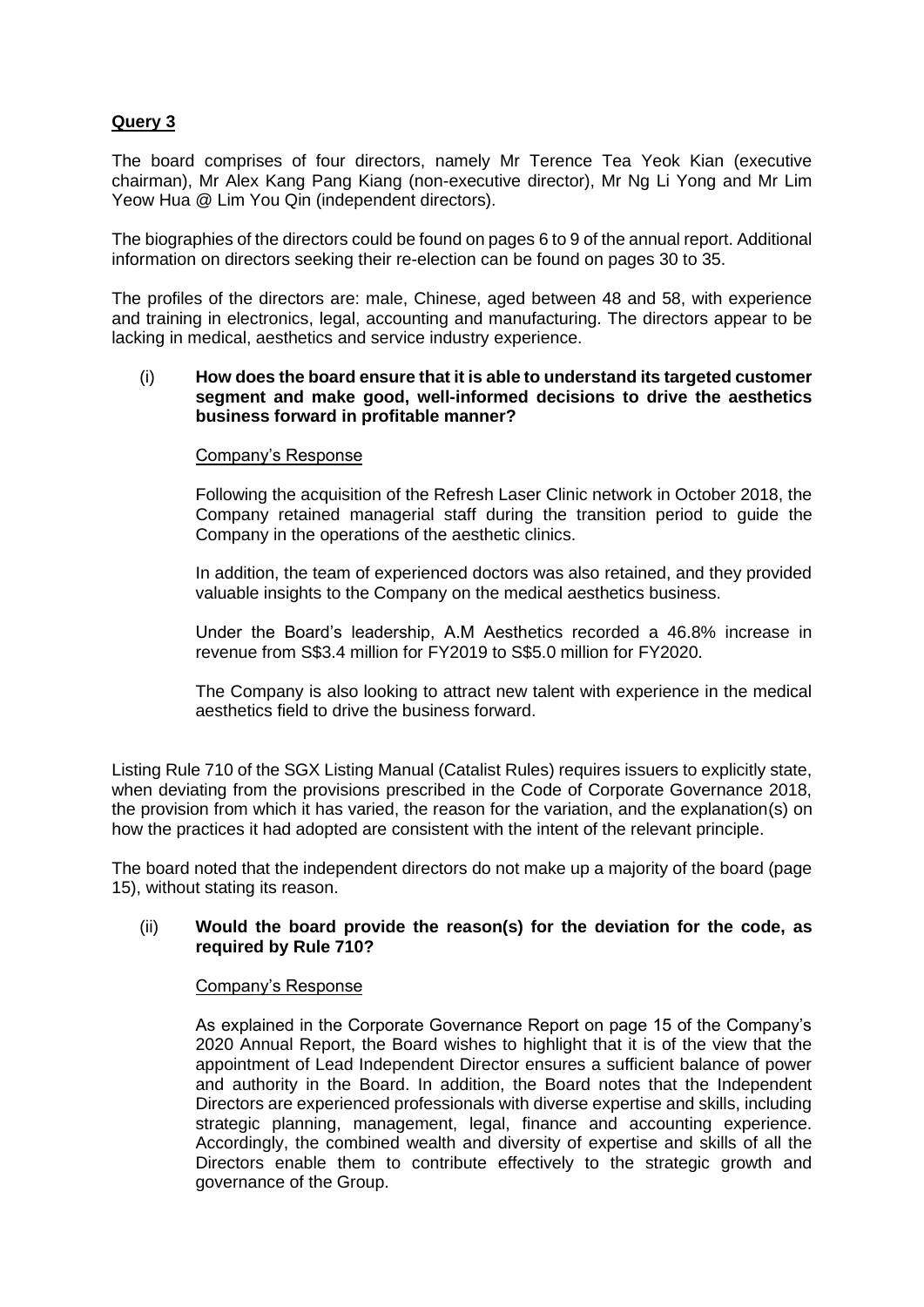**Query 3**

The board comprises of four directors, namely Mr Terence Tea Yeok Kian (executive chairman), Mr Alex Kang Pang Kiang (non-executive director), Mr Ng Li Yong and Mr Lim Yeow Hua @ Lim You Qin (independent directors).

The biographies of the directors could be found on pages 6 to 9 of the annual report. Additional information on directors seeking their re-election can be found on pages 30 to 35.

The profiles of the directors are: male, Chinese, aged between 48 and 58, with experience and training in electronics, legal, accounting and manufacturing. The directors appear to be lacking in medical, aesthetics and service industry experience.

(i) **How does the board ensure that it is able to understand its targeted customer segment and make good, well-informed decisions to drive the aesthetics business forward in profitable manner?**

Company's Response

Following the acquisition of the Refresh Laser Clinic network in October 2018, the Company retained managerial staff during the transition period to guide the Company in the operations of the aesthetic clinics.

In addition, the team of experienced doctors was also retained, and they provided valuable insights to the Company on the medical aesthetics business.

Under the Board's leadership, A.M Aesthetics recorded a 46.8% increase in revenue from S$3.4 million for FY2019 to S$5.0 million for FY2020.

The Company is also looking to attract new talent with experience in the medical aesthetics field to drive the business forward.

Listing Rule 710 of the SGX Listing Manual (Catalist Rules) requires issuers to explicitly state, when deviating from the provisions prescribed in the Code of Corporate Governance 2018, the provision from which it has varied, the reason for the variation, and the explanation(s) on how the practices it had adopted are consistent with the intent of the relevant principle.

The board noted that the independent directors do not make up a majority of the board (page 15), without stating its reason.

(ii) **Would the board provide the reason(s) for the deviation for the code, as required by Rule 710?**

Company's Response

As explained in the Corporate Governance Report on page 15 of the Company's 2020 Annual Report, the Board wishes to highlight that it is of the view that the appointment of Lead Independent Director ensures a sufficient balance of power and authority in the Board. In addition, the Board notes that the Independent Directors are experienced professionals with diverse expertise and skills, including strategic planning, management, legal, finance and accounting experience. Accordingly, the combined wealth and diversity of expertise and skills of all the Directors enable them to contribute effectively to the strategic growth and governance of the Group.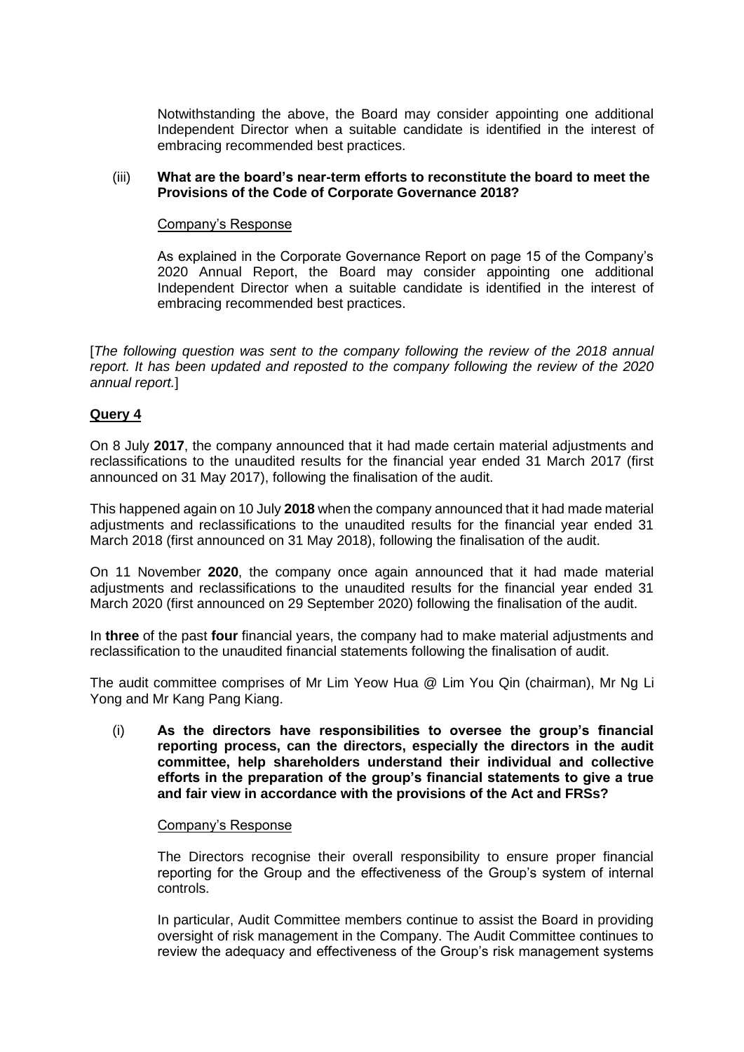Notwithstanding the above, the Board may consider appointing one additional Independent Director when a suitable candidate is identified in the interest of embracing recommended best practices.

(iii) **What are the board's near-term efforts to reconstitute the board to meet the Provisions of the Code of Corporate Governance 2018?**

Company's Response

As explained in the Corporate Governance Report on page 15 of the Company's 2020 Annual Report, the Board may consider appointing one additional Independent Director when a suitable candidate is identified in the interest of embracing recommended best practices.

[*The following question was sent to the company following the review of the 2018 annual report. It has been updated and reposted to the company following the review of the 2020 annual report.*]

**Query 4**

On 8 July **2017**, the company announced that it had made certain material adjustments and reclassifications to the unaudited results for the financial year ended 31 March 2017 (first announced on 31 May 2017), following the finalisation of the audit.

This happened again on 10 July **2018** when the company announced that it had made material adjustments and reclassifications to the unaudited results for the financial year ended 31 March 2018 (first announced on 31 May 2018), following the finalisation of the audit.

On 11 November **2020**, the company once again announced that it had made material adjustments and reclassifications to the unaudited results for the financial year ended 31 March 2020 (first announced on 29 September 2020) following the finalisation of the audit.

In **three** of the past **four** financial years, the company had to make material adjustments and reclassification to the unaudited financial statements following the finalisation of audit.

The audit committee comprises of Mr Lim Yeow Hua @ Lim You Qin (chairman), Mr Ng Li Yong and Mr Kang Pang Kiang.

(i) **As the directors have responsibilities to oversee the group's financial reporting process, can the directors, especially the directors in the audit committee, help shareholders understand their individual and collective efforts in the preparation of the group's financial statements to give a true and fair view in accordance with the provisions of the Act and FRSs?**

Company's Response

The Directors recognise their overall responsibility to ensure proper financial reporting for the Group and the effectiveness of the Group's system of internal controls.

In particular, Audit Committee members continue to assist the Board in providing oversight of risk management in the Company. The Audit Committee continues to review the adequacy and effectiveness of the Group's risk management systems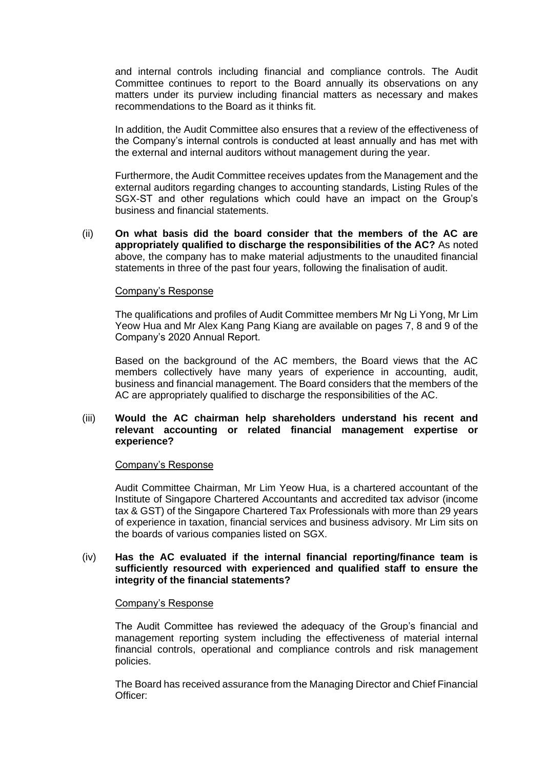and internal controls including financial and compliance controls. The Audit Committee continues to report to the Board annually its observations on any matters under its purview including financial matters as necessary and makes recommendations to the Board as it thinks fit.

In addition, the Audit Committee also ensures that a review of the effectiveness of the Company's internal controls is conducted at least annually and has met with the external and internal auditors without management during the year.

Furthermore, the Audit Committee receives updates from the Management and the external auditors regarding changes to accounting standards, Listing Rules of the SGX-ST and other regulations which could have an impact on the Group's business and financial statements.

(ii) **On what basis did the board consider that the members of the AC are appropriately qualified to discharge the responsibilities of the AC?** As noted above, the company has to make material adjustments to the unaudited financial statements in three of the past four years, following the finalisation of audit.

Company's Response

The qualifications and profiles of Audit Committee members Mr Ng Li Yong, Mr Lim Yeow Hua and Mr Alex Kang Pang Kiang are available on pages 7, 8 and 9 of the Company's 2020 Annual Report.

Based on the background of the AC members, the Board views that the AC members collectively have many years of experience in accounting, audit, business and financial management. The Board considers that the members of the AC are appropriately qualified to discharge the responsibilities of the AC.

(iii) **Would the AC chairman help shareholders understand his recent and relevant accounting or related financial management expertise or experience?**

Company's Response

Audit Committee Chairman, Mr Lim Yeow Hua, is a chartered accountant of the Institute of Singapore Chartered Accountants and accredited tax advisor (income tax & GST) of the Singapore Chartered Tax Professionals with more than 29 years of experience in taxation, financial services and business advisory. Mr Lim sits on the boards of various companies listed on SGX.

(iv) **Has the AC evaluated if the internal financial reporting/finance team is sufficiently resourced with experienced and qualified staff to ensure the integrity of the financial statements?**

Company's Response

The Audit Committee has reviewed the adequacy of the Group's financial and management reporting system including the effectiveness of material internal financial controls, operational and compliance controls and risk management policies.

The Board has received assurance from the Managing Director and Chief Financial Officer: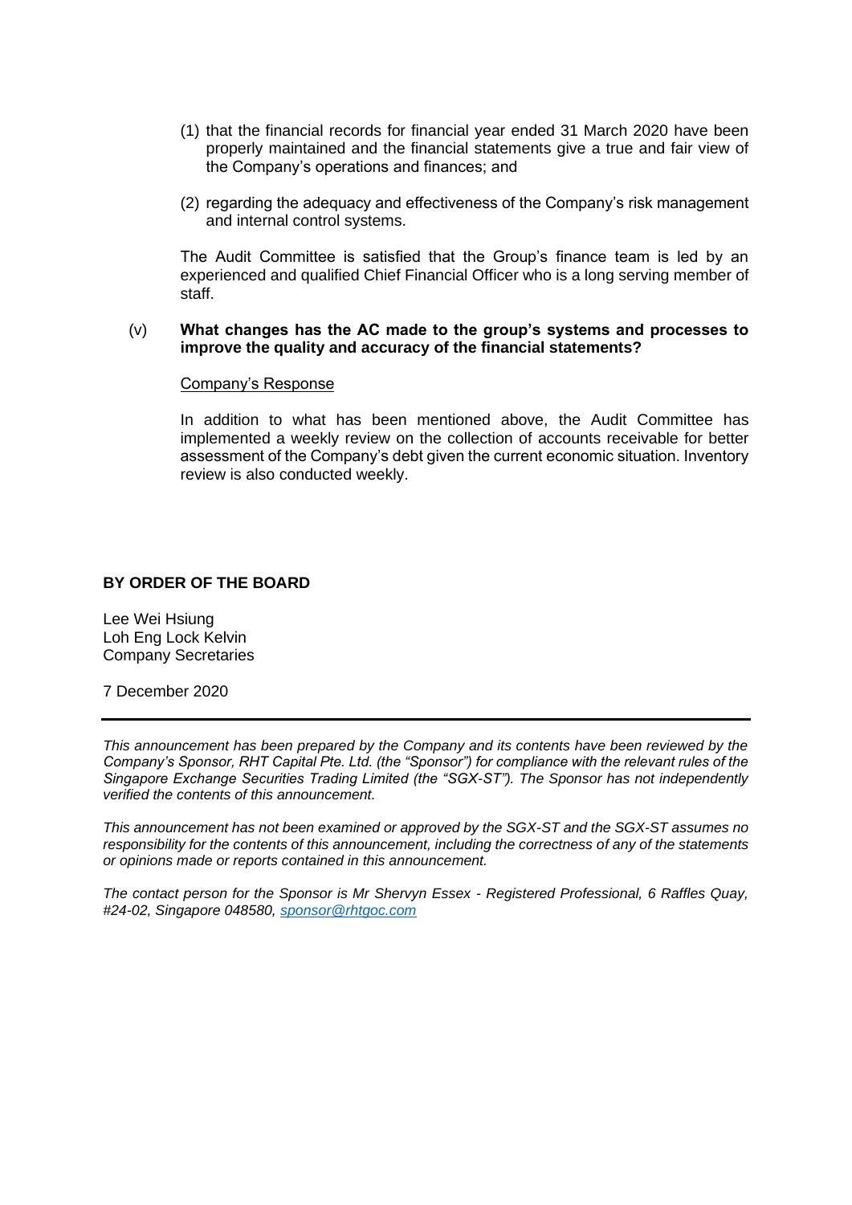(1) that the financial records for financial year ended 31 March 2020 have been properly maintained and the financial statements give a true and fair view of the Company's operations and finances; and

(2) regarding the adequacy and effectiveness of the Company's risk management and internal control systems.

The Audit Committee is satisfied that the Group's finance team is led by an experienced and qualified Chief Financial Officer who is a long serving member of staff.

(v) **What changes has the AC made to the group's systems and processes to improve the quality and accuracy of the financial statements?**

Company's Response

In addition to what has been mentioned above, the Audit Committee has implemented a weekly review on the collection of accounts receivable for better assessment of the Company's debt given the current economic situation. Inventory review is also conducted weekly.

**BY ORDER OF THE BOARD**

Lee Wei Hsiung
Loh Eng Lock Kelvin
Company Secretaries

7 December 2020

---

*This announcement has been prepared by the Company and its contents have been reviewed by the Company's Sponsor, RHT Capital Pte. Ltd. (the "Sponsor") for compliance with the relevant rules of the Singapore Exchange Securities Trading Limited (the "SGX-ST"). The Sponsor has not independently verified the contents of this announcement.*

*This announcement has not been examined or approved by the SGX-ST and the SGX-ST assumes no responsibility for the contents of this announcement, including the correctness of any of the statements or opinions made or reports contained in this announcement.*

*The contact person for the Sponsor is Mr Shervyn Essex - Registered Professional, 6 Raffles Quay, #24-02, Singapore 048580, sponsor@rhtgoc.com*